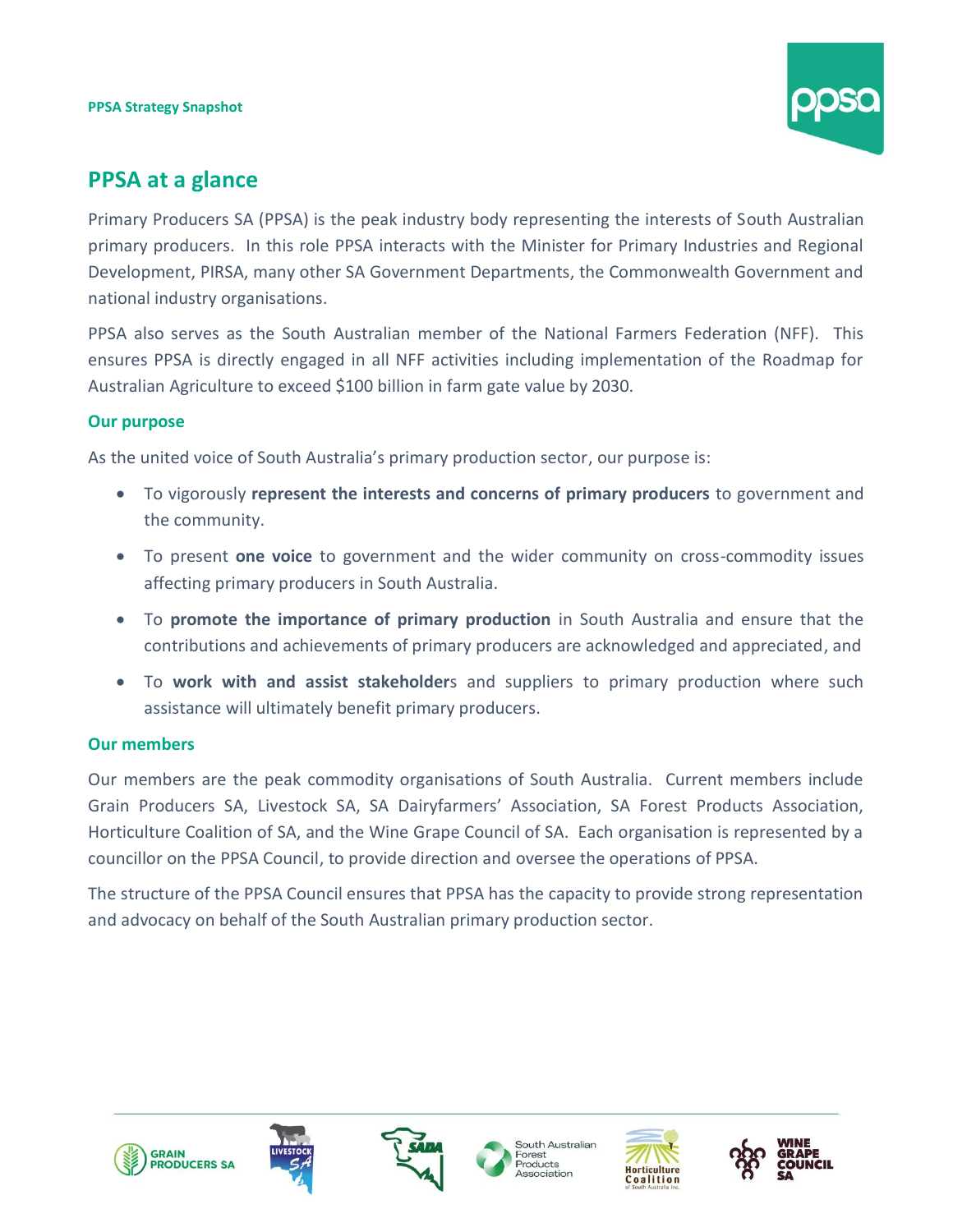PPSA Strategy Snapshot

## PPSA at a glance

Primary Producers SA (PPSA) is the peak industry body representing the interests of South Australian primary producers. In this role PPSA interacts with the Minister for Primary Industries and Regional Development, PIRSA, many other SA Government Departments, the Commonwealth Government and national industry organisations.

PPSA also serves as the South Australian member of the National Farmers Federation (NFF). This ensures PPSA is directly engaged in all NFF activities including implementation of the Roadmap for Australian Agriculture to exceed $100 billion in farm gate value by 2030.

### Our purpose

As the united voice of South Australia's primary production sector, our purpose is:

- To vigorously **represent the interests and concerns of primary producers** to government and the community.
- To present **one voice** to government and the wider community on cross-commodity issues affecting primary producers in South Australia.
- To **promote the importance of primary production** in South Australia and ensure that the contributions and achievements of primary producers are acknowledged and appreciated, and
- To **work with and assist stakeholder**s and suppliers to primary production where such assistance will ultimately benefit primary producers.

### Our members

Our members are the peak commodity organisations of South Australia. Current members include Grain Producers SA, Livestock SA, SA Dairyfarmers' Association, SA Forest Products Association, Horticulture Coalition of SA, and the Wine Grape Council of SA. Each organisation is represented by a councillor on the PPSA Council, to provide direction and oversee the operations of PPSA.

The structure of the PPSA Council ensures that PPSA has the capacity to provide strong representation and advocacy on behalf of the South Australian primary production sector.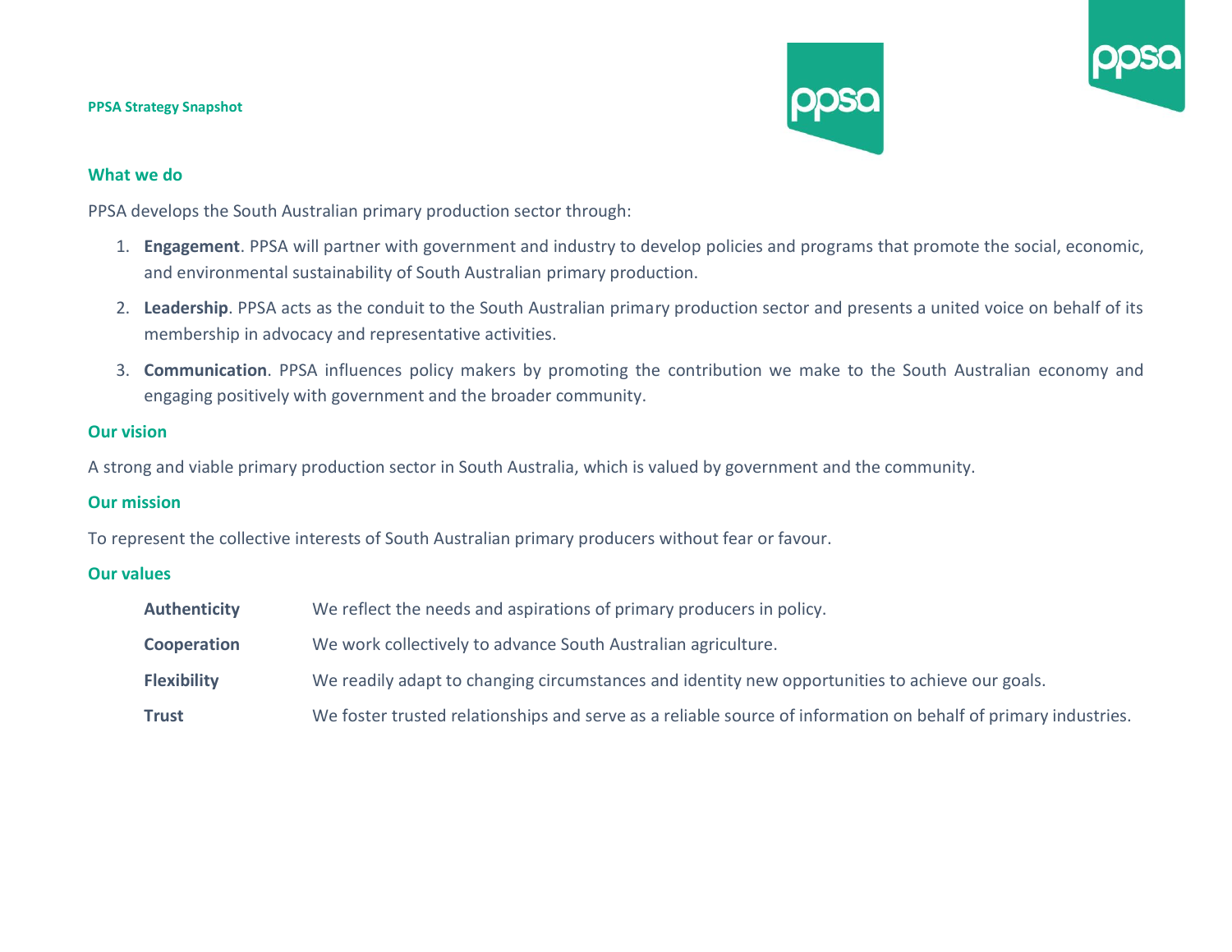**PPSA Strategy Snapshot**

## What we do

PPSA develops the South Australian primary production sector through:

1. **Engagement**. PPSA will partner with government and industry to develop policies and programs that promote the social, economic, and environmental sustainability of South Australian primary production.
2. **Leadership**. PPSA acts as the conduit to the South Australian primary production sector and presents a united voice on behalf of its membership in advocacy and representative activities.
3. **Communication**. PPSA influences policy makers by promoting the contribution we make to the South Australian economy and engaging positively with government and the broader community.

## Our vision

A strong and viable primary production sector in South Australia, which is valued by government and the community.

## Our mission

To represent the collective interests of South Australian primary producers without fear or favour.

## Our values

| | |
|---|---|
| **Authenticity** | We reflect the needs and aspirations of primary producers in policy. |
| **Cooperation** | We work collectively to advance South Australian agriculture. |
| **Flexibility** | We readily adapt to changing circumstances and identity new opportunities to achieve our goals. |
| **Trust** | We foster trusted relationships and serve as a reliable source of information on behalf of primary industries. |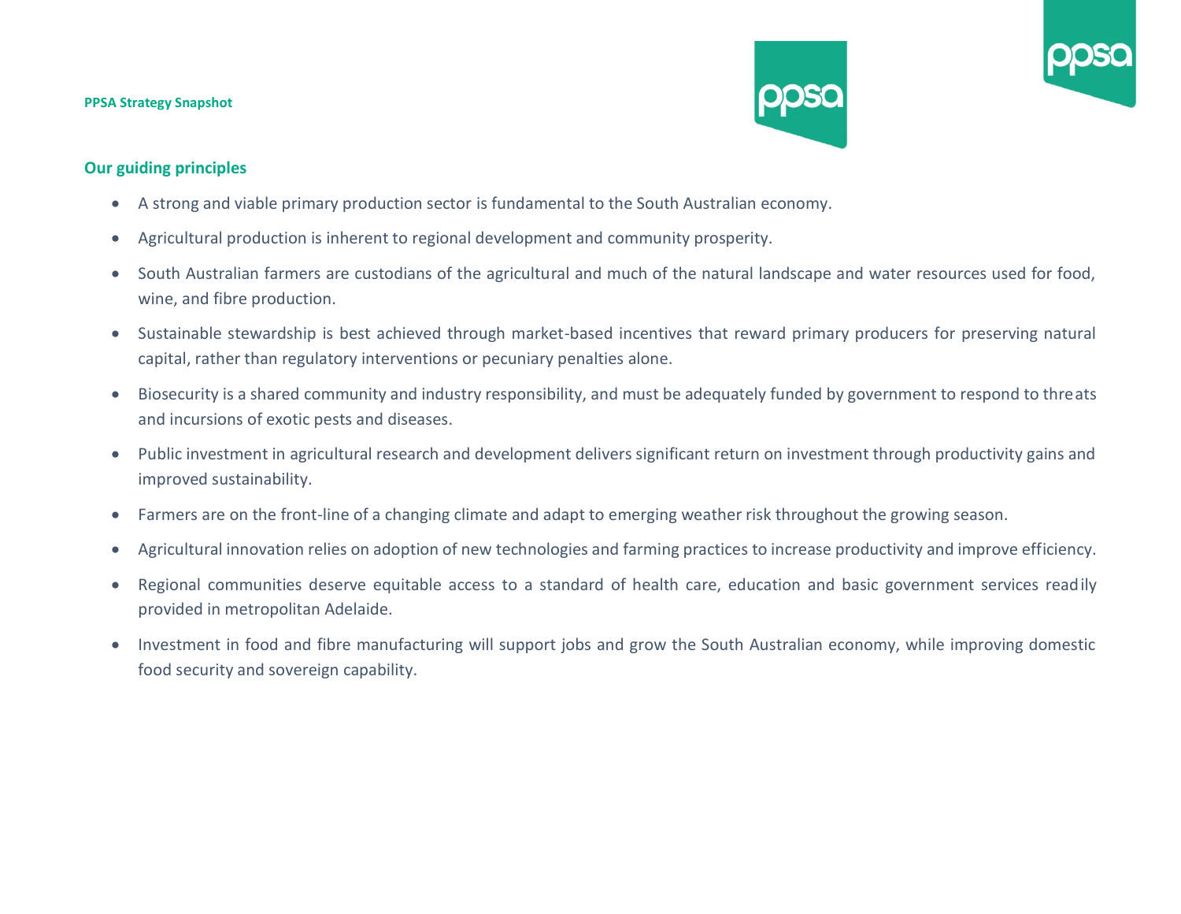## Our guiding principles

- A strong and viable primary production sector is fundamental to the South Australian economy.
- Agricultural production is inherent to regional development and community prosperity.
- South Australian farmers are custodians of the agricultural and much of the natural landscape and water resources used for food, wine, and fibre production.
- Sustainable stewardship is best achieved through market-based incentives that reward primary producers for preserving natural capital, rather than regulatory interventions or pecuniary penalties alone.
- Biosecurity is a shared community and industry responsibility, and must be adequately funded by government to respond to threats and incursions of exotic pests and diseases.
- Public investment in agricultural research and development delivers significant return on investment through productivity gains and improved sustainability.
- Farmers are on the front-line of a changing climate and adapt to emerging weather risk throughout the growing season.
- Agricultural innovation relies on adoption of new technologies and farming practices to increase productivity and improve efficiency.
- Regional communities deserve equitable access to a standard of health care, education and basic government services readily provided in metropolitan Adelaide.
- Investment in food and fibre manufacturing will support jobs and grow the South Australian economy, while improving domestic food security and sovereign capability.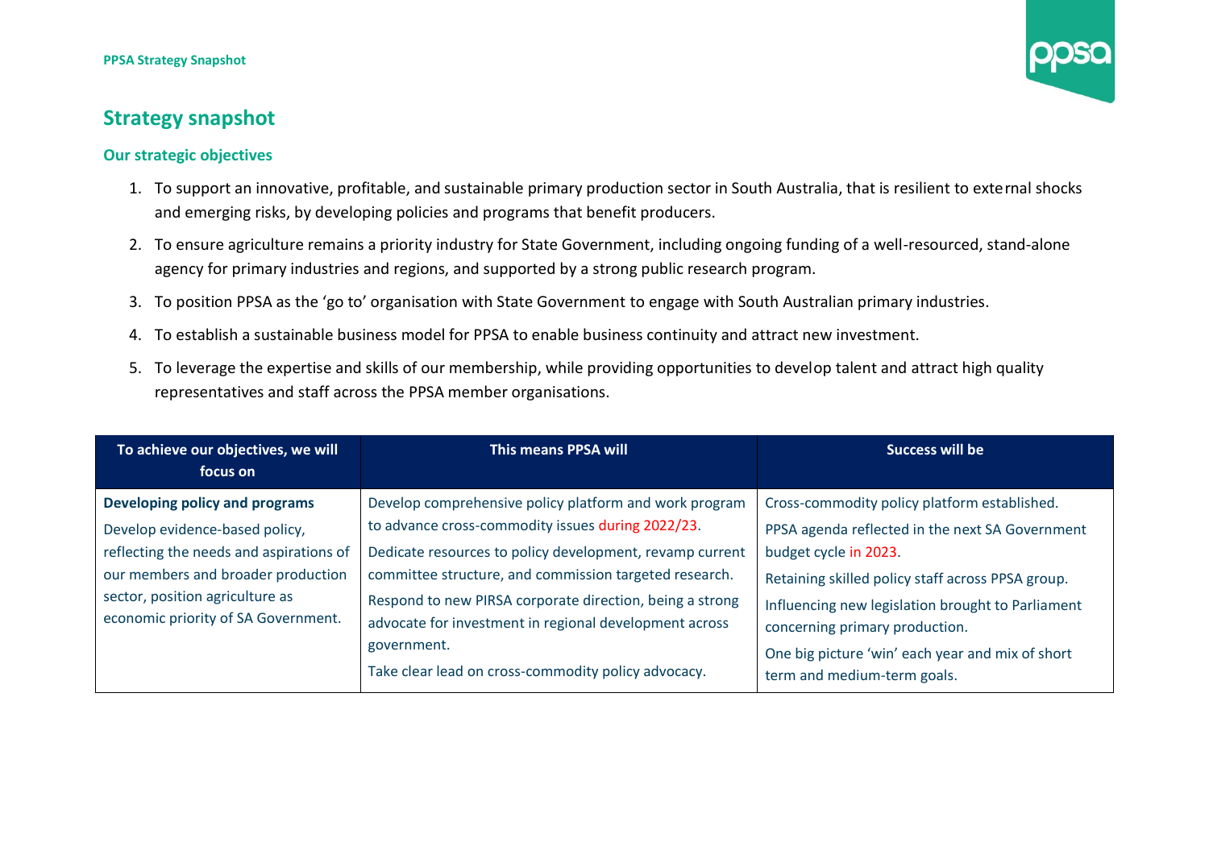## Strategy snapshot

### Our strategic objectives

1. To support an innovative, profitable, and sustainable primary production sector in South Australia, that is resilient to external shocks and emerging risks, by developing policies and programs that benefit producers.
2. To ensure agriculture remains a priority industry for State Government, including ongoing funding of a well-resourced, stand-alone agency for primary industries and regions, and supported by a strong public research program.
3. To position PPSA as the 'go to' organisation with State Government to engage with South Australian primary industries.
4. To establish a sustainable business model for PPSA to enable business continuity and attract new investment.
5. To leverage the expertise and skills of our membership, while providing opportunities to develop talent and attract high quality representatives and staff across the PPSA member organisations.

| To achieve our objectives, we will focus on | This means PPSA will | Success will be |
|---|---|---|
| **Developing policy and programs**<br>Develop evidence-based policy, reflecting the needs and aspirations of our members and broader production sector, position agriculture as economic priority of SA Government. | Develop comprehensive policy platform and work program to advance cross-commodity issues during 2022/23.<br>Dedicate resources to policy development, revamp current committee structure, and commission targeted research.<br>Respond to new PIRSA corporate direction, being a strong advocate for investment in regional development across government.<br>Take clear lead on cross-commodity policy advocacy. | Cross-commodity policy platform established.<br>PPSA agenda reflected in the next SA Government budget cycle in 2023.<br>Retaining skilled policy staff across PPSA group.<br>Influencing new legislation brought to Parliament concerning primary production.<br>One big picture 'win' each year and mix of short term and medium-term goals. |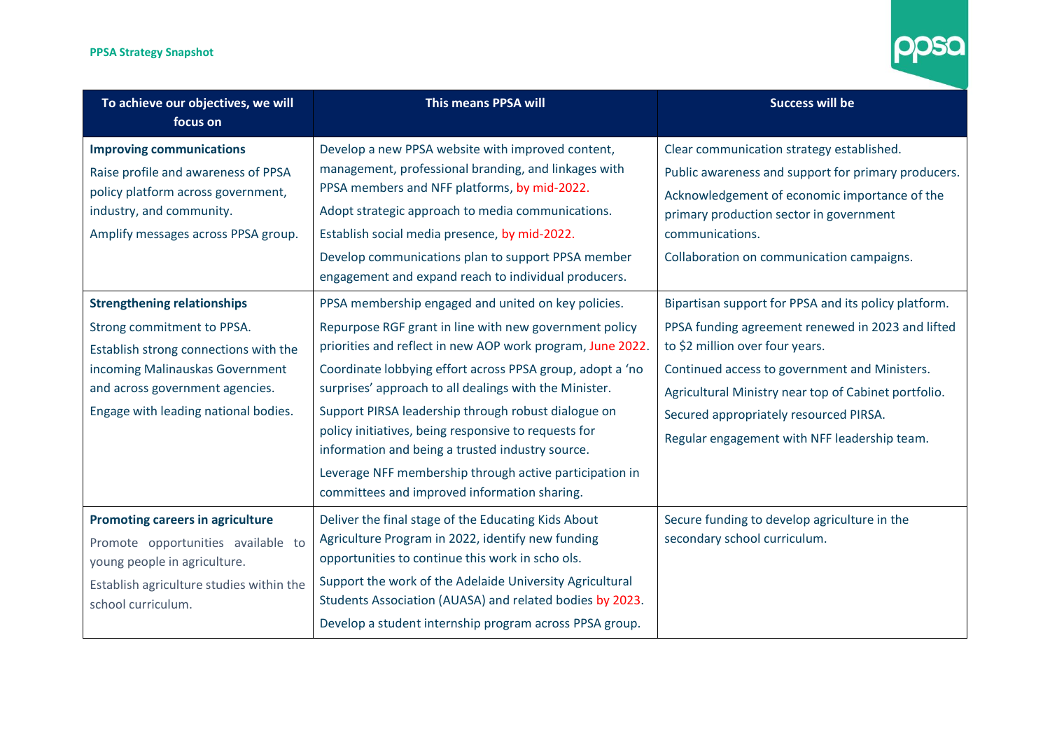**PPSA Strategy Snapshot**

| To achieve our objectives, we will focus on | This means PPSA will | Success will be |
|---|---|---|
| **Improving communications**<br><br>Raise profile and awareness of PPSA policy platform across government, industry, and community.<br><br>Amplify messages across PPSA group. | Develop a new PPSA website with improved content, management, professional branding, and linkages with PPSA members and NFF platforms, by mid-2022.<br><br>Adopt strategic approach to media communications.<br><br>Establish social media presence, by mid-2022.<br><br>Develop communications plan to support PPSA member engagement and expand reach to individual producers. | Clear communication strategy established.<br><br>Public awareness and support for primary producers.<br><br>Acknowledgement of economic importance of the primary production sector in government communications.<br><br>Collaboration on communication campaigns. |
| **Strengthening relationships**<br><br>Strong commitment to PPSA.<br><br>Establish strong connections with the incoming Malinauskas Government and across government agencies.<br><br>Engage with leading national bodies. | PPSA membership engaged and united on key policies.<br><br>Repurpose RGF grant in line with new government policy priorities and reflect in new AOP work program, June 2022.<br><br>Coordinate lobbying effort across PPSA group, adopt a 'no surprises' approach to all dealings with the Minister.<br><br>Support PIRSA leadership through robust dialogue on policy initiatives, being responsive to requests for information and being a trusted industry source.<br><br>Leverage NFF membership through active participation in committees and improved information sharing. | Bipartisan support for PPSA and its policy platform.<br><br>PPSA funding agreement renewed in 2023 and lifted to $2 million over four years.<br><br>Continued access to government and Ministers.<br><br>Agricultural Ministry near top of Cabinet portfolio.<br><br>Secured appropriately resourced PIRSA.<br><br>Regular engagement with NFF leadership team. |
| **Promoting careers in agriculture**<br><br>Promote opportunities available to young people in agriculture.<br><br>Establish agriculture studies within the school curriculum. | Deliver the final stage of the Educating Kids About Agriculture Program in 2022, identify new funding opportunities to continue this work in scho ols.<br><br>Support the work of the Adelaide University Agricultural Students Association (AUASA) and related bodies by 2023.<br><br>Develop a student internship program across PPSA group. | Secure funding to develop agriculture in the secondary school curriculum. |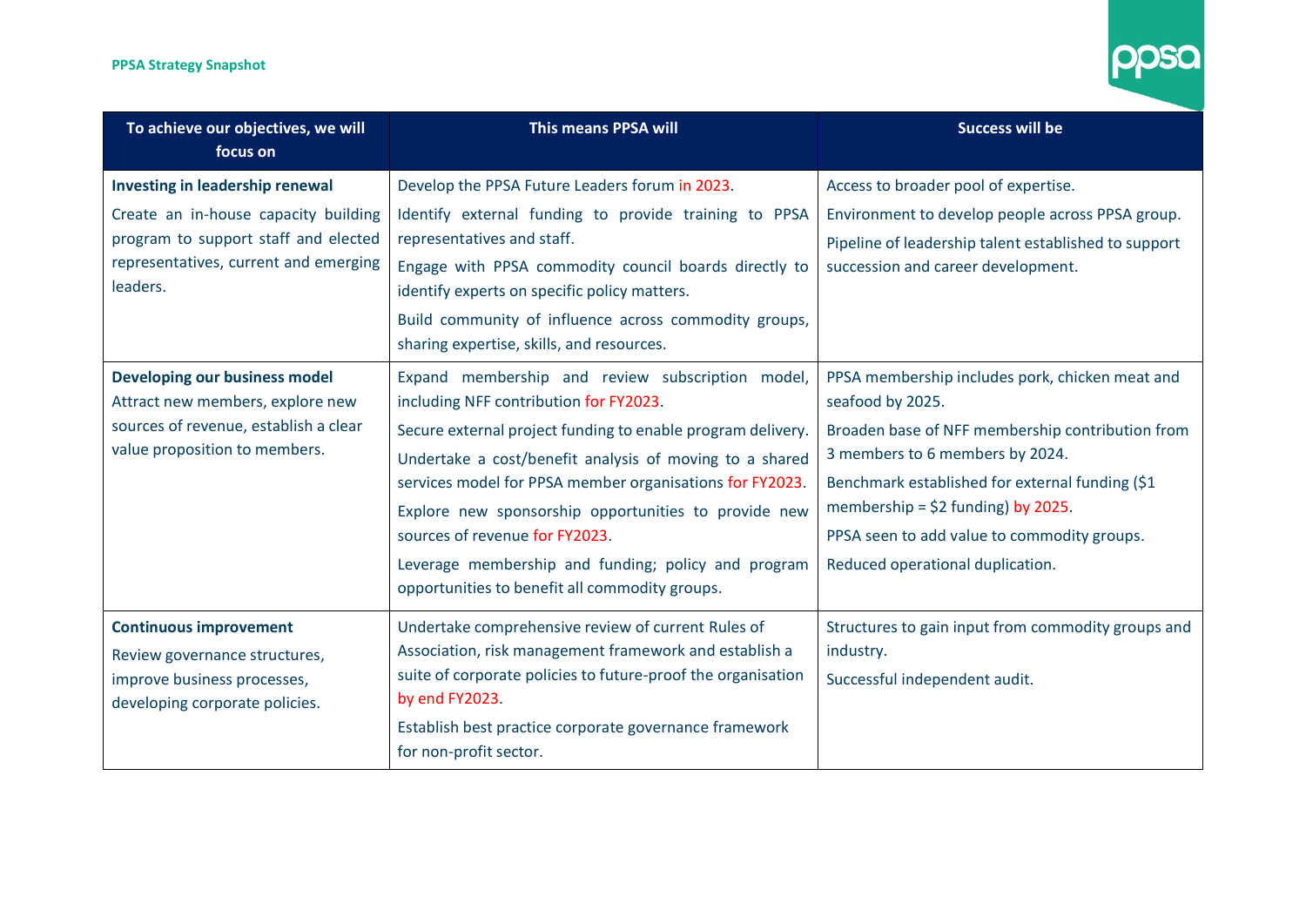**PPSA Strategy Snapshot**

| To achieve our objectives, we will focus on | This means PPSA will | Success will be |
|---|---|---|
| **Investing in leadership renewal**<br>Create an in-house capacity building program to support staff and elected representatives, current and emerging leaders. | Develop the PPSA Future Leaders forum in 2023.<br>Identify external funding to provide training to PPSA representatives and staff.<br>Engage with PPSA commodity council boards directly to identify experts on specific policy matters.<br>Build community of influence across commodity groups, sharing expertise, skills, and resources. | Access to broader pool of expertise.<br>Environment to develop people across PPSA group.<br>Pipeline of leadership talent established to support succession and career development. |
| **Developing our business model**<br>Attract new members, explore new sources of revenue, establish a clear value proposition to members. | Expand membership and review subscription model, including NFF contribution for FY2023.<br>Secure external project funding to enable program delivery.<br>Undertake a cost/benefit analysis of moving to a shared services model for PPSA member organisations for FY2023.<br>Explore new sponsorship opportunities to provide new sources of revenue for FY2023.<br>Leverage membership and funding; policy and program opportunities to benefit all commodity groups. | PPSA membership includes pork, chicken meat and seafood by 2025.<br>Broaden base of NFF membership contribution from 3 members to 6 members by 2024.<br>Benchmark established for external funding ($1 membership = $2 funding) by 2025.<br>PPSA seen to add value to commodity groups.<br>Reduced operational duplication. |
| **Continuous improvement**<br>Review governance structures, improve business processes, developing corporate policies. | Undertake comprehensive review of current Rules of Association, risk management framework and establish a suite of corporate policies to future-proof the organisation by end FY2023.<br>Establish best practice corporate governance framework for non-profit sector. | Structures to gain input from commodity groups and industry.<br>Successful independent audit. |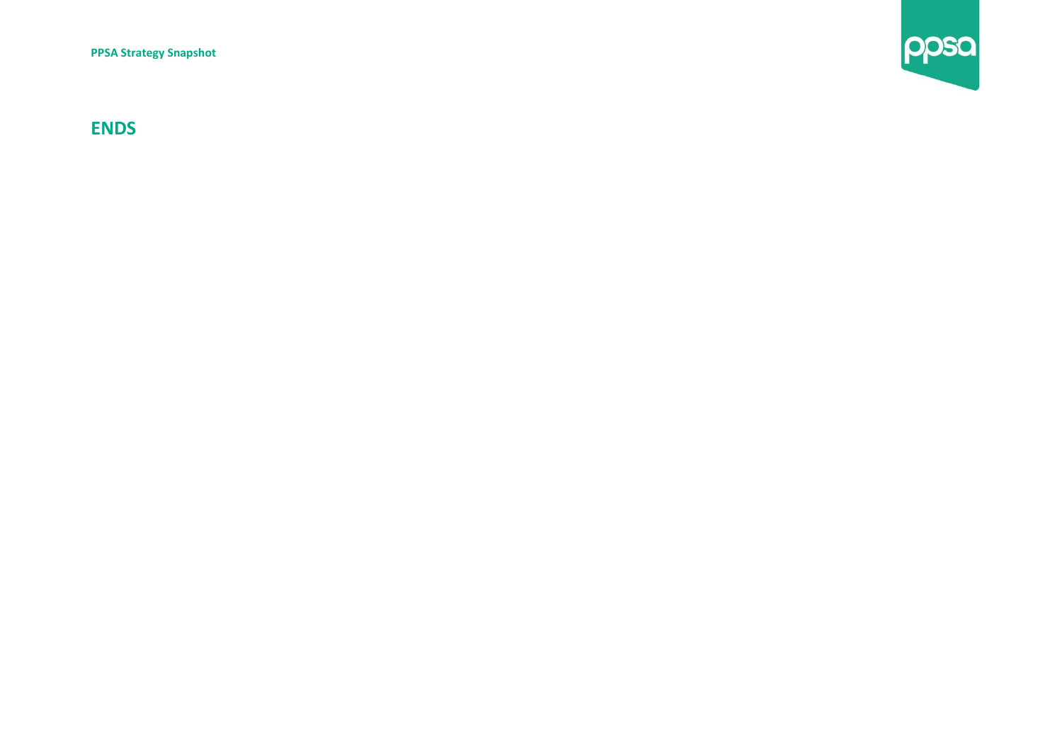## ENDS